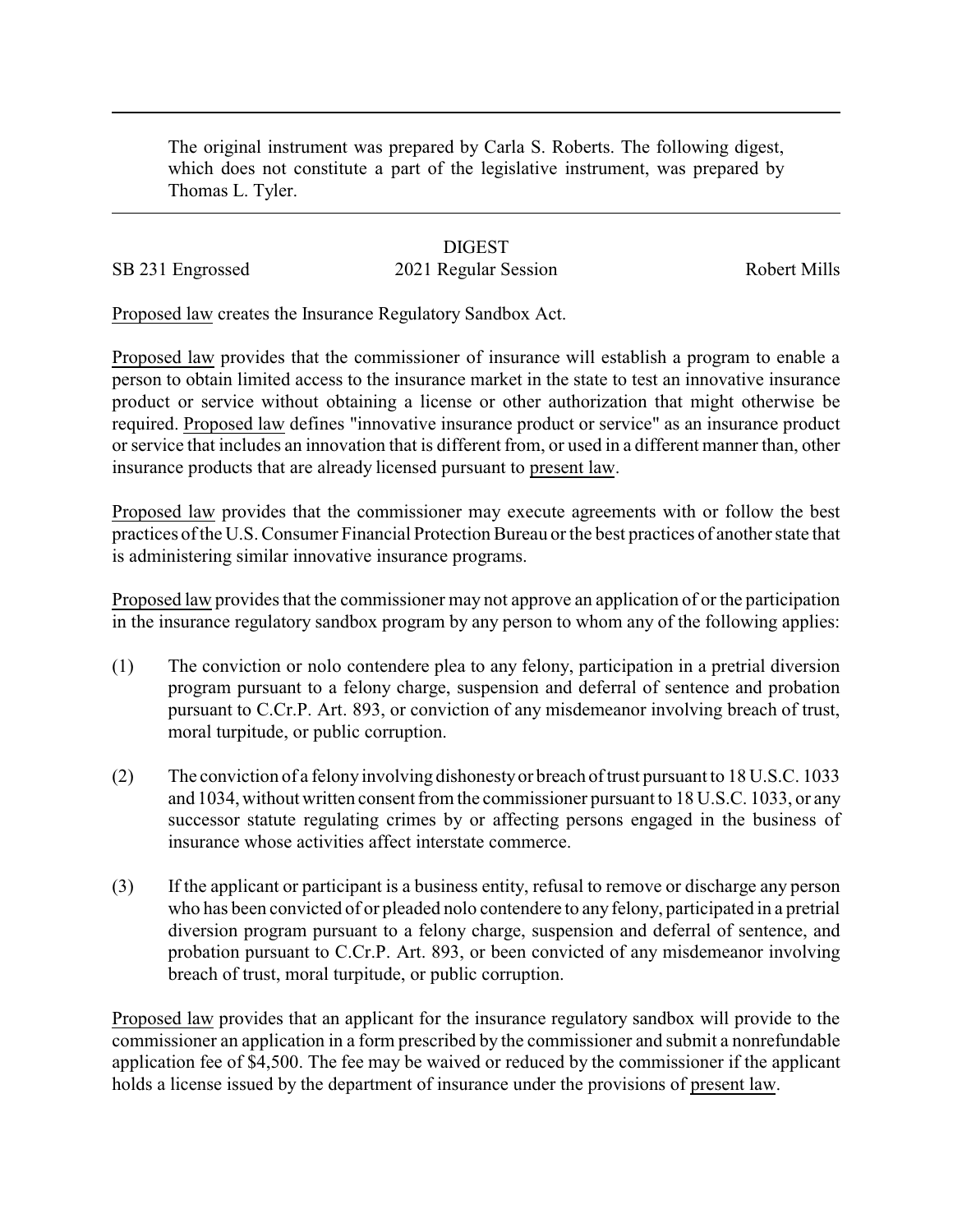The original instrument was prepared by Carla S. Roberts. The following digest, which does not constitute a part of the legislative instrument, was prepared by Thomas L. Tyler.

DIGEST

SB 231 Engrossed 2021 Regular Session Robert Mills

Proposed law creates the Insurance Regulatory Sandbox Act.

Proposed law provides that the commissioner of insurance will establish a program to enable a person to obtain limited access to the insurance market in the state to test an innovative insurance product or service without obtaining a license or other authorization that might otherwise be required. Proposed law defines "innovative insurance product or service" as an insurance product or service that includes an innovation that is different from, or used in a different manner than, other insurance products that are already licensed pursuant to present law.

Proposed law provides that the commissioner may execute agreements with or follow the best practices of the U.S. Consumer Financial Protection Bureau or the best practices of another state that is administering similar innovative insurance programs.

Proposed law provides that the commissioner may not approve an application of or the participation in the insurance regulatory sandbox program by any person to whom any of the following applies:

(1) The conviction or nolo contendere plea to any felony, participation in a pretrial diversion program pursuant to a felony charge, suspension and deferral of sentence and probation pursuant to C.Cr.P. Art. 893, or conviction of any misdemeanor involving breach of trust, moral turpitude, or public corruption.

(2) The conviction of a felony involving dishonesty or breach of trust pursuant to 18 U.S.C. 1033 and 1034, without written consent from the commissioner pursuant to 18 U.S.C. 1033, or any successor statute regulating crimes by or affecting persons engaged in the business of insurance whose activities affect interstate commerce.

(3) If the applicant or participant is a business entity, refusal to remove or discharge any person who has been convicted of or pleaded nolo contendere to any felony, participated in a pretrial diversion program pursuant to a felony charge, suspension and deferral of sentence, and probation pursuant to C.Cr.P. Art. 893, or been convicted of any misdemeanor involving breach of trust, moral turpitude, or public corruption.

Proposed law provides that an applicant for the insurance regulatory sandbox will provide to the commissioner an application in a form prescribed by the commissioner and submit a nonrefundable application fee of $4,500. The fee may be waived or reduced by the commissioner if the applicant holds a license issued by the department of insurance under the provisions of present law.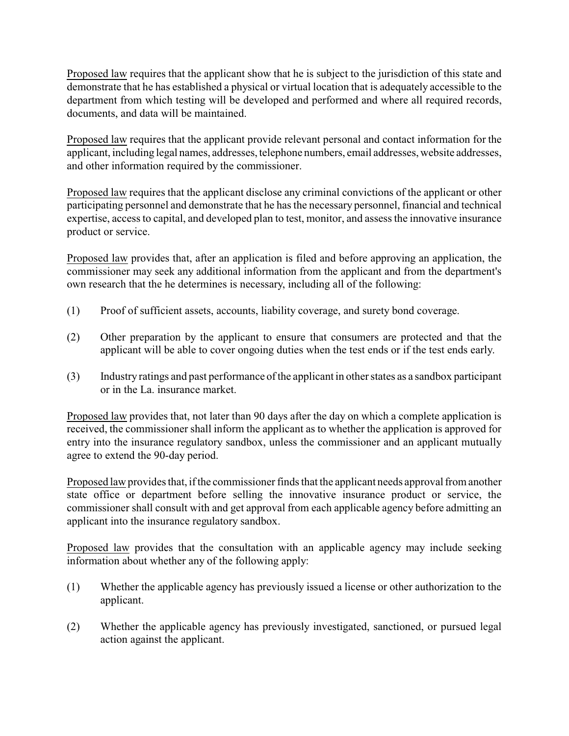<u>Proposed law</u> requires that the applicant show that he is subject to the jurisdiction of this state and demonstrate that he has established a physical or virtual location that is adequately accessible to the department from which testing will be developed and performed and where all required records, documents, and data will be maintained.

<u>Proposed law</u> requires that the applicant provide relevant personal and contact information for the applicant, including legal names, addresses, telephone numbers, email addresses, website addresses, and other information required by the commissioner.

<u>Proposed law</u> requires that the applicant disclose any criminal convictions of the applicant or other participating personnel and demonstrate that he has the necessary personnel, financial and technical expertise, access to capital, and developed plan to test, monitor, and assess the innovative insurance product or service.

<u>Proposed law</u> provides that, after an application is filed and before approving an application, the commissioner may seek any additional information from the applicant and from the department's own research that the he determines is necessary, including all of the following:

(1) Proof of sufficient assets, accounts, liability coverage, and surety bond coverage.

(2) Other preparation by the applicant to ensure that consumers are protected and that the applicant will be able to cover ongoing duties when the test ends or if the test ends early.

(3) Industry ratings and past performance of the applicant in other states as a sandbox participant or in the La. insurance market.

<u>Proposed law</u> provides that, not later than 90 days after the day on which a complete application is received, the commissioner shall inform the applicant as to whether the application is approved for entry into the insurance regulatory sandbox, unless the commissioner and an applicant mutually agree to extend the 90-day period.

<u>Proposed law</u> provides that, if the commissioner finds that the applicant needs approval from another state office or department before selling the innovative insurance product or service, the commissioner shall consult with and get approval from each applicable agency before admitting an applicant into the insurance regulatory sandbox.

<u>Proposed law</u> provides that the consultation with an applicable agency may include seeking information about whether any of the following apply:

(1) Whether the applicable agency has previously issued a license or other authorization to the applicant.

(2) Whether the applicable agency has previously investigated, sanctioned, or pursued legal action against the applicant.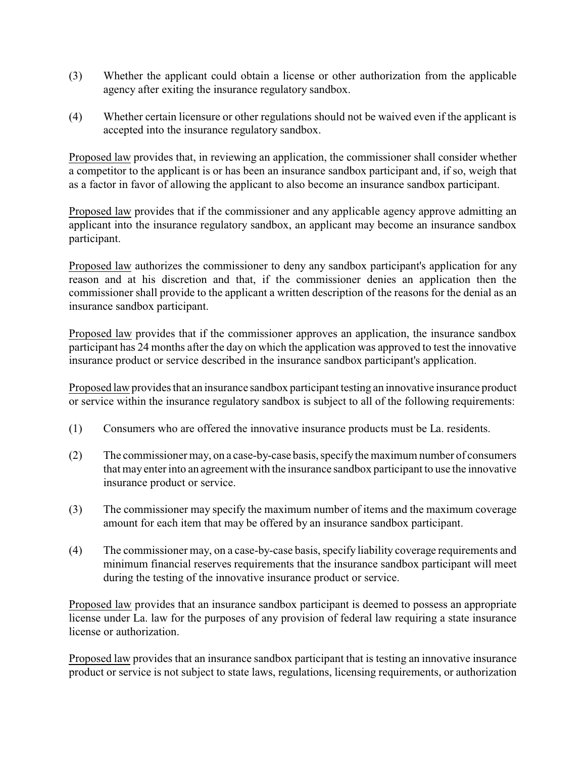(3) Whether the applicant could obtain a license or other authorization from the applicable agency after exiting the insurance regulatory sandbox.

(4) Whether certain licensure or other regulations should not be waived even if the applicant is accepted into the insurance regulatory sandbox.

Proposed law provides that, in reviewing an application, the commissioner shall consider whether a competitor to the applicant is or has been an insurance sandbox participant and, if so, weigh that as a factor in favor of allowing the applicant to also become an insurance sandbox participant.

Proposed law provides that if the commissioner and any applicable agency approve admitting an applicant into the insurance regulatory sandbox, an applicant may become an insurance sandbox participant.

Proposed law authorizes the commissioner to deny any sandbox participant's application for any reason and at his discretion and that, if the commissioner denies an application then the commissioner shall provide to the applicant a written description of the reasons for the denial as an insurance sandbox participant.

Proposed law provides that if the commissioner approves an application, the insurance sandbox participant has 24 months after the day on which the application was approved to test the innovative insurance product or service described in the insurance sandbox participant's application.

Proposed law provides that an insurance sandbox participant testing an innovative insurance product or service within the insurance regulatory sandbox is subject to all of the following requirements:

(1) Consumers who are offered the innovative insurance products must be La. residents.

(2) The commissioner may, on a case-by-case basis, specify the maximum number of consumers that may enter into an agreement with the insurance sandbox participant to use the innovative insurance product or service.

(3) The commissioner may specify the maximum number of items and the maximum coverage amount for each item that may be offered by an insurance sandbox participant.

(4) The commissioner may, on a case-by-case basis, specify liability coverage requirements and minimum financial reserves requirements that the insurance sandbox participant will meet during the testing of the innovative insurance product or service.

Proposed law provides that an insurance sandbox participant is deemed to possess an appropriate license under La. law for the purposes of any provision of federal law requiring a state insurance license or authorization.

Proposed law provides that an insurance sandbox participant that is testing an innovative insurance product or service is not subject to state laws, regulations, licensing requirements, or authorization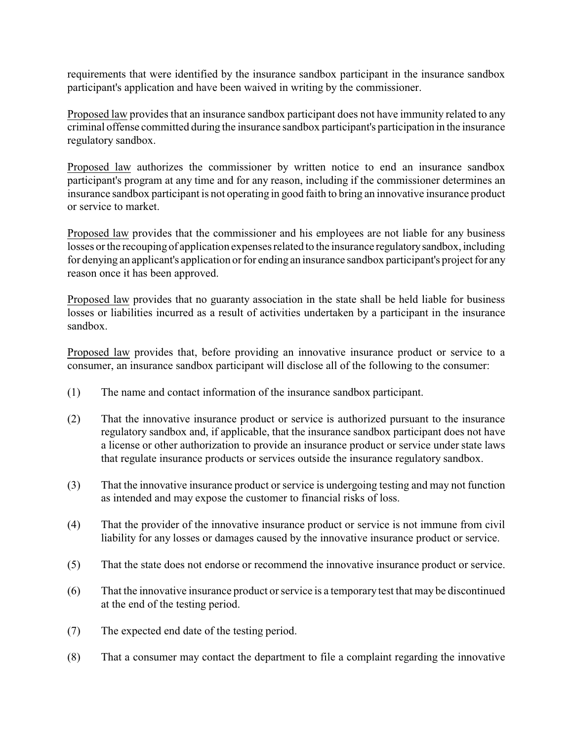requirements that were identified by the insurance sandbox participant in the insurance sandbox participant's application and have been waived in writing by the commissioner.

Proposed law provides that an insurance sandbox participant does not have immunity related to any criminal offense committed during the insurance sandbox participant's participation in the insurance regulatory sandbox.

Proposed law authorizes the commissioner by written notice to end an insurance sandbox participant's program at any time and for any reason, including if the commissioner determines an insurance sandbox participant is not operating in good faith to bring an innovative insurance product or service to market.

Proposed law provides that the commissioner and his employees are not liable for any business losses or the recouping of application expenses related to the insurance regulatory sandbox, including for denying an applicant's application or for ending an insurance sandbox participant's project for any reason once it has been approved.

Proposed law provides that no guaranty association in the state shall be held liable for business losses or liabilities incurred as a result of activities undertaken by a participant in the insurance sandbox.

Proposed law provides that, before providing an innovative insurance product or service to a consumer, an insurance sandbox participant will disclose all of the following to the consumer:

(1) The name and contact information of the insurance sandbox participant.

(2) That the innovative insurance product or service is authorized pursuant to the insurance regulatory sandbox and, if applicable, that the insurance sandbox participant does not have a license or other authorization to provide an insurance product or service under state laws that regulate insurance products or services outside the insurance regulatory sandbox.

(3) That the innovative insurance product or service is undergoing testing and may not function as intended and may expose the customer to financial risks of loss.

(4) That the provider of the innovative insurance product or service is not immune from civil liability for any losses or damages caused by the innovative insurance product or service.

(5) That the state does not endorse or recommend the innovative insurance product or service.

(6) That the innovative insurance product or service is a temporary test that may be discontinued at the end of the testing period.

(7) The expected end date of the testing period.

(8) That a consumer may contact the department to file a complaint regarding the innovative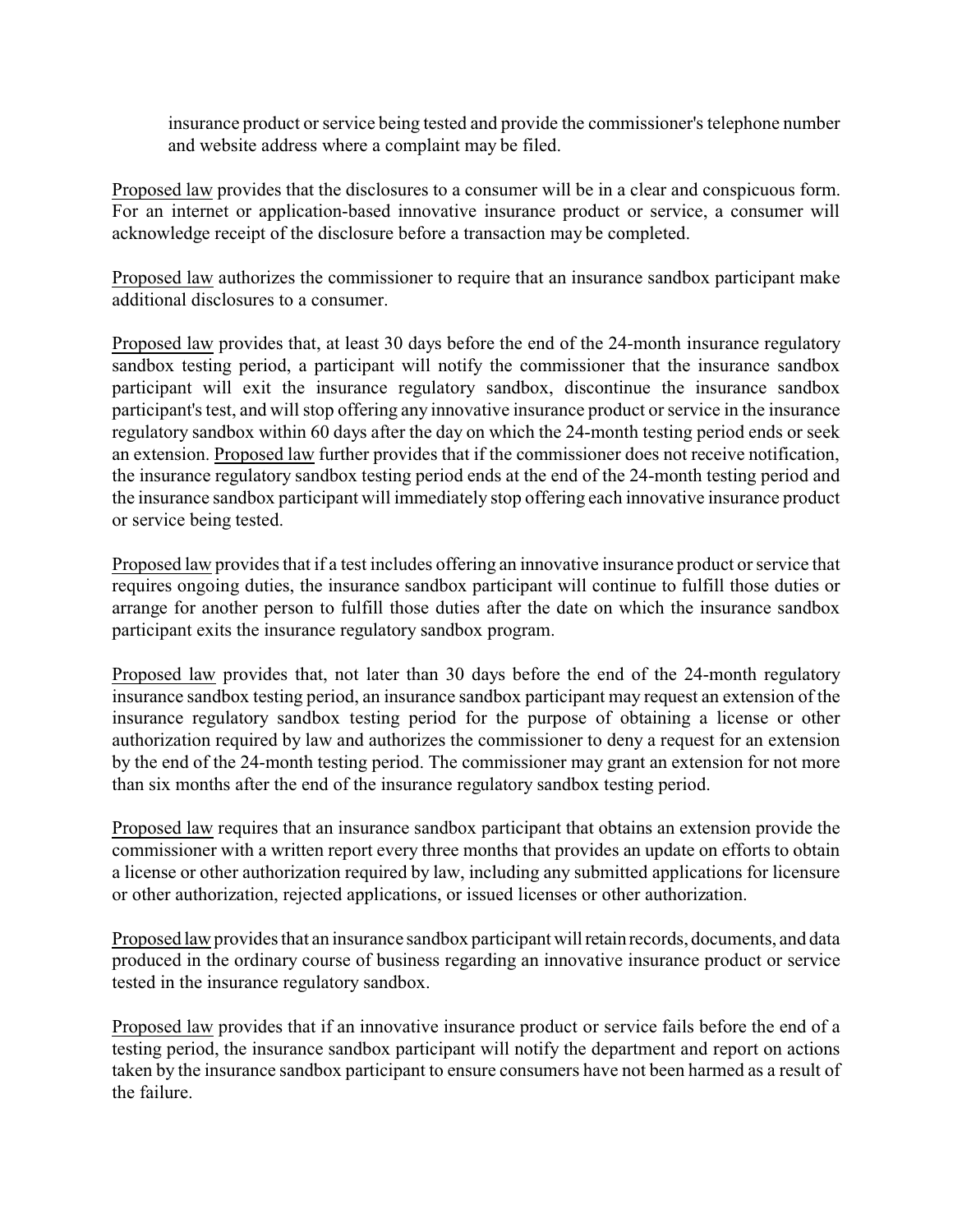insurance product or service being tested and provide the commissioner's telephone number and website address where a complaint may be filed.

Proposed law provides that the disclosures to a consumer will be in a clear and conspicuous form. For an internet or application-based innovative insurance product or service, a consumer will acknowledge receipt of the disclosure before a transaction may be completed.

Proposed law authorizes the commissioner to require that an insurance sandbox participant make additional disclosures to a consumer.

Proposed law provides that, at least 30 days before the end of the 24-month insurance regulatory sandbox testing period, a participant will notify the commissioner that the insurance sandbox participant will exit the insurance regulatory sandbox, discontinue the insurance sandbox participant's test, and will stop offering any innovative insurance product or service in the insurance regulatory sandbox within 60 days after the day on which the 24-month testing period ends or seek an extension. Proposed law further provides that if the commissioner does not receive notification, the insurance regulatory sandbox testing period ends at the end of the 24-month testing period and the insurance sandbox participant will immediately stop offering each innovative insurance product or service being tested.

Proposed law provides that if a test includes offering an innovative insurance product or service that requires ongoing duties, the insurance sandbox participant will continue to fulfill those duties or arrange for another person to fulfill those duties after the date on which the insurance sandbox participant exits the insurance regulatory sandbox program.

Proposed law provides that, not later than 30 days before the end of the 24-month regulatory insurance sandbox testing period, an insurance sandbox participant may request an extension of the insurance regulatory sandbox testing period for the purpose of obtaining a license or other authorization required by law and authorizes the commissioner to deny a request for an extension by the end of the 24-month testing period. The commissioner may grant an extension for not more than six months after the end of the insurance regulatory sandbox testing period.

Proposed law requires that an insurance sandbox participant that obtains an extension provide the commissioner with a written report every three months that provides an update on efforts to obtain a license or other authorization required by law, including any submitted applications for licensure or other authorization, rejected applications, or issued licenses or other authorization.

Proposed law provides that an insurance sandbox participant will retain records, documents, and data produced in the ordinary course of business regarding an innovative insurance product or service tested in the insurance regulatory sandbox.

Proposed law provides that if an innovative insurance product or service fails before the end of a testing period, the insurance sandbox participant will notify the department and report on actions taken by the insurance sandbox participant to ensure consumers have not been harmed as a result of the failure.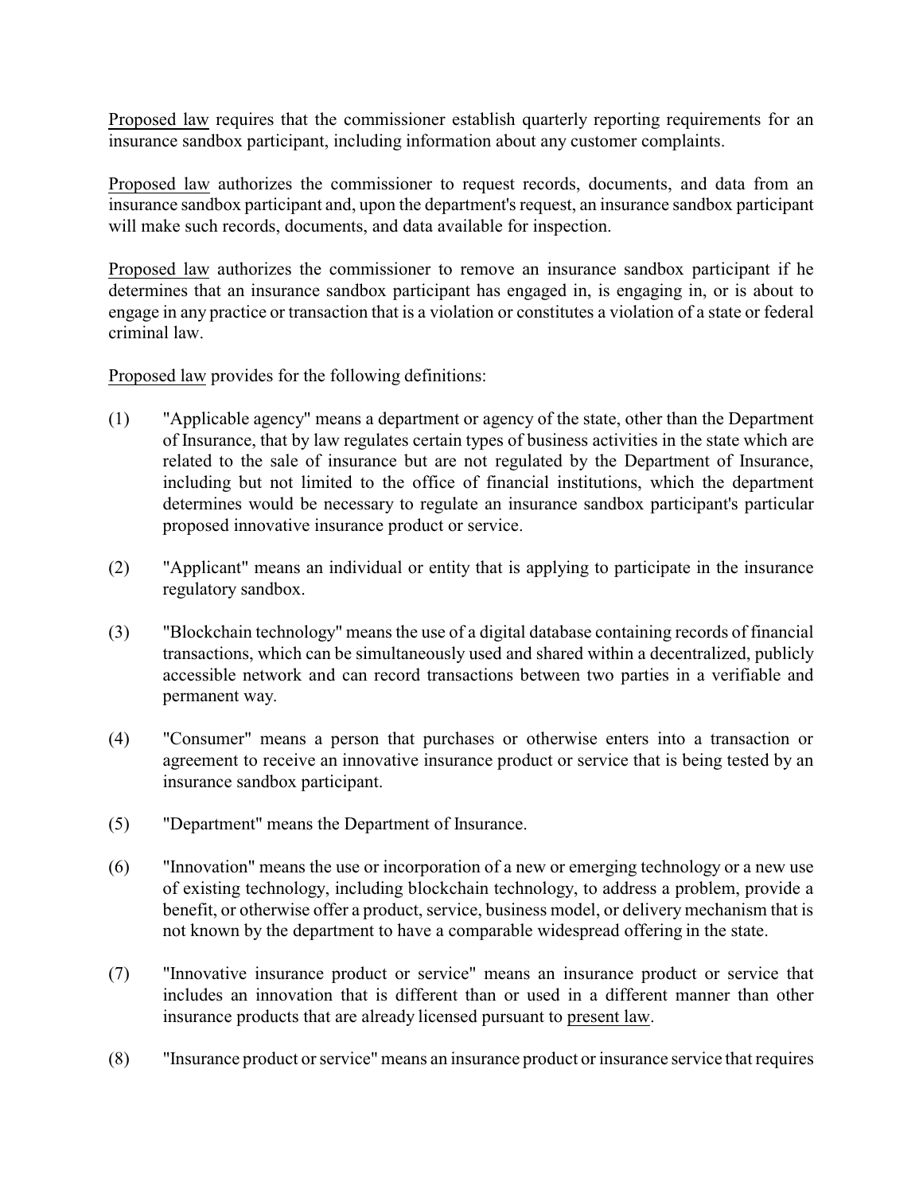Proposed law requires that the commissioner establish quarterly reporting requirements for an insurance sandbox participant, including information about any customer complaints.

Proposed law authorizes the commissioner to request records, documents, and data from an insurance sandbox participant and, upon the department's request, an insurance sandbox participant will make such records, documents, and data available for inspection.

Proposed law authorizes the commissioner to remove an insurance sandbox participant if he determines that an insurance sandbox participant has engaged in, is engaging in, or is about to engage in any practice or transaction that is a violation or constitutes a violation of a state or federal criminal law.

Proposed law provides for the following definitions:

(1) "Applicable agency" means a department or agency of the state, other than the Department of Insurance, that by law regulates certain types of business activities in the state which are related to the sale of insurance but are not regulated by the Department of Insurance, including but not limited to the office of financial institutions, which the department determines would be necessary to regulate an insurance sandbox participant's particular proposed innovative insurance product or service.

(2) "Applicant" means an individual or entity that is applying to participate in the insurance regulatory sandbox.

(3) "Blockchain technology" means the use of a digital database containing records of financial transactions, which can be simultaneously used and shared within a decentralized, publicly accessible network and can record transactions between two parties in a verifiable and permanent way.

(4) "Consumer" means a person that purchases or otherwise enters into a transaction or agreement to receive an innovative insurance product or service that is being tested by an insurance sandbox participant.

(5) "Department" means the Department of Insurance.

(6) "Innovation" means the use or incorporation of a new or emerging technology or a new use of existing technology, including blockchain technology, to address a problem, provide a benefit, or otherwise offer a product, service, business model, or delivery mechanism that is not known by the department to have a comparable widespread offering in the state.

(7) "Innovative insurance product or service" means an insurance product or service that includes an innovation that is different than or used in a different manner than other insurance products that are already licensed pursuant to present law.

(8) "Insurance product or service" means an insurance product or insurance service that requires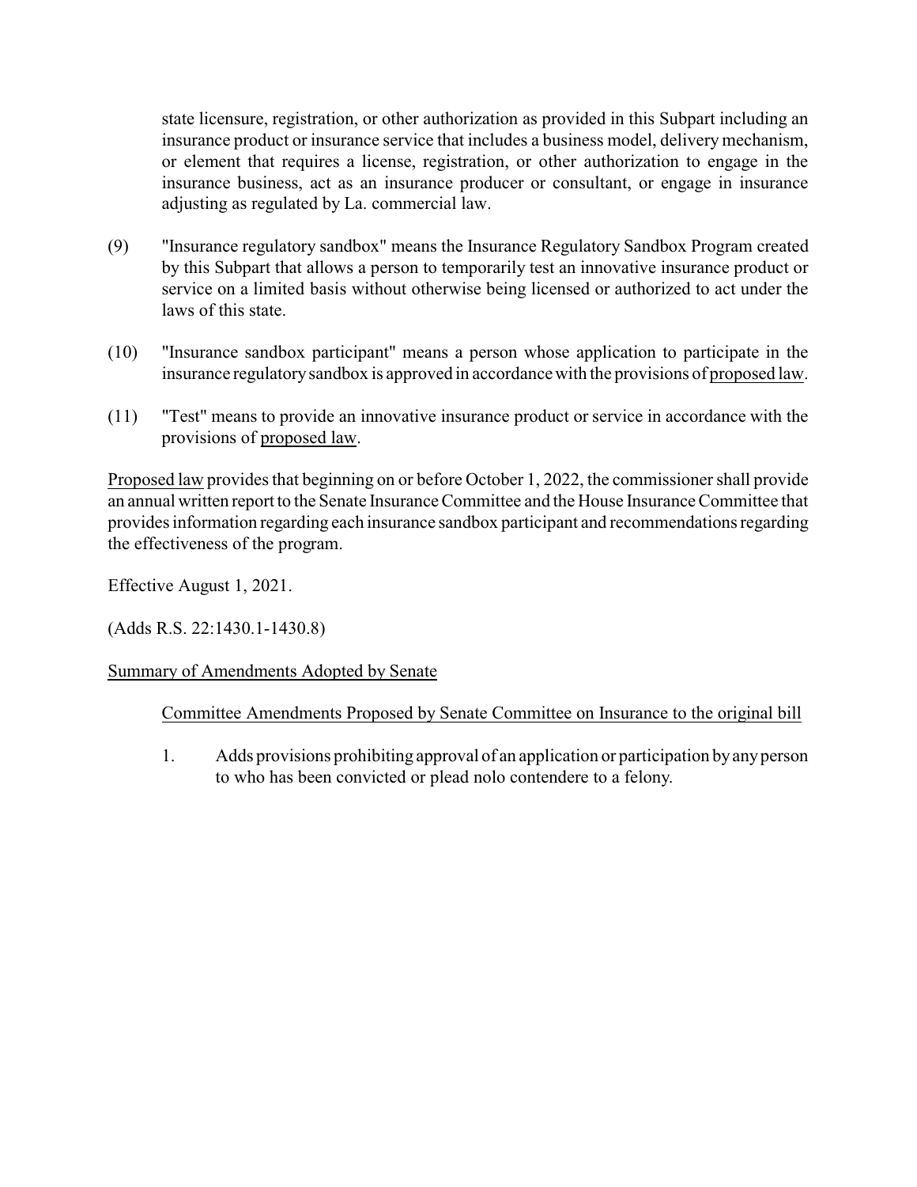state licensure, registration, or other authorization as provided in this Subpart including an insurance product or insurance service that includes a business model, delivery mechanism, or element that requires a license, registration, or other authorization to engage in the insurance business, act as an insurance producer or consultant, or engage in insurance adjusting as regulated by La. commercial law.

(9) "Insurance regulatory sandbox" means the Insurance Regulatory Sandbox Program created by this Subpart that allows a person to temporarily test an innovative insurance product or service on a limited basis without otherwise being licensed or authorized to act under the laws of this state.

(10) "Insurance sandbox participant" means a person whose application to participate in the insurance regulatory sandbox is approved in accordance with the provisions of proposed law.

(11) "Test" means to provide an innovative insurance product or service in accordance with the provisions of proposed law.

Proposed law provides that beginning on or before October 1, 2022, the commissioner shall provide an annual written report to the Senate Insurance Committee and the House Insurance Committee that provides information regarding each insurance sandbox participant and recommendations regarding the effectiveness of the program.

Effective August 1, 2021.

(Adds R.S. 22:1430.1-1430.8)

Summary of Amendments Adopted by Senate

Committee Amendments Proposed by Senate Committee on Insurance to the original bill

1. Adds provisions prohibiting approval of an application or participation by any person to who has been convicted or plead nolo contendere to a felony.